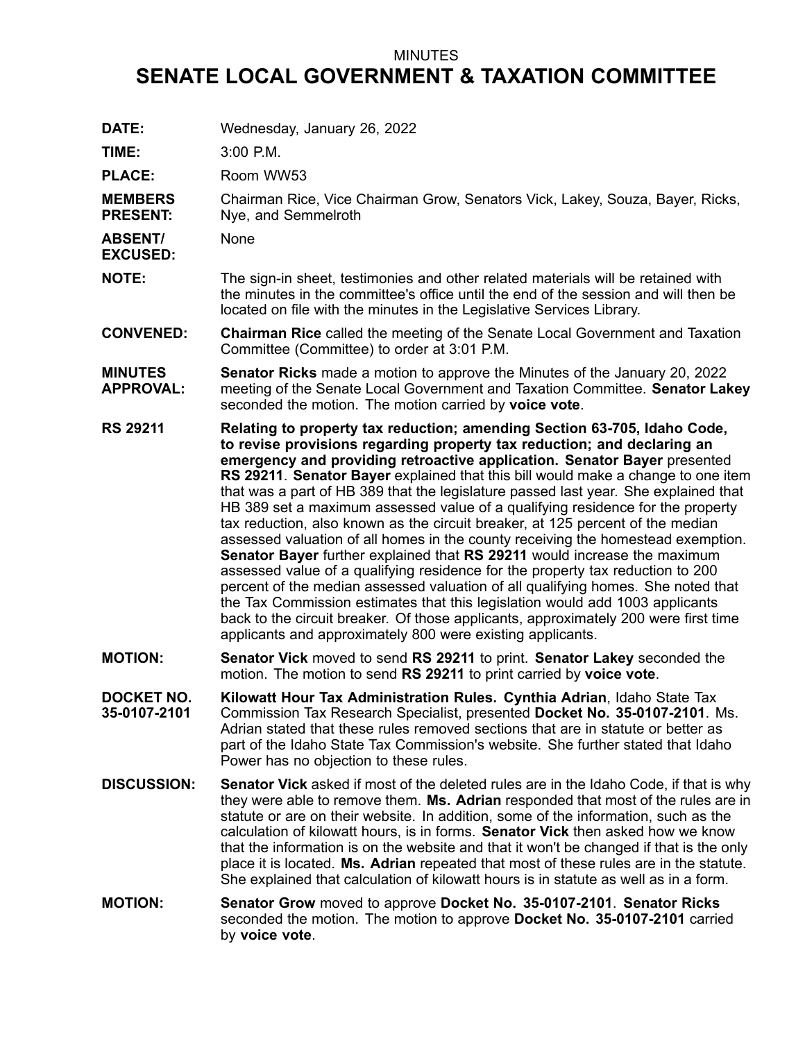MINUTES

# SENATE LOCAL GOVERNMENT & TAXATION COMMITTEE

**DATE:** Wednesday, January 26, 2022

**TIME:** 3:00 P.M.

**PLACE:** Room WW53

**MEMBERS PRESENT:** Chairman Rice, Vice Chairman Grow, Senators Vick, Lakey, Souza, Bayer, Ricks, Nye, and Semmelroth

**ABSENT/ EXCUSED:** None

**NOTE:** The sign-in sheet, testimonies and other related materials will be retained with the minutes in the committee's office until the end of the session and will then be located on file with the minutes in the Legislative Services Library.

**CONVENED:** **Chairman Rice** called the meeting of the Senate Local Government and Taxation Committee (Committee) to order at 3:01 P.M.

**MINUTES APPROVAL:** **Senator Ricks** made a motion to approve the Minutes of the January 20, 2022 meeting of the Senate Local Government and Taxation Committee. **Senator Lakey** seconded the motion. The motion carried by **voice vote**.

**RS 29211** **Relating to property tax reduction; amending Section 63-705, Idaho Code, to revise provisions regarding property tax reduction; and declaring an emergency and providing retroactive application.** **Senator Bayer** presented **RS 29211**. **Senator Bayer** explained that this bill would make a change to one item that was a part of HB 389 that the legislature passed last year. She explained that HB 389 set a maximum assessed value of a qualifying residence for the property tax reduction, also known as the circuit breaker, at 125 percent of the median assessed valuation of all homes in the county receiving the homestead exemption. **Senator Bayer** further explained that **RS 29211** would increase the maximum assessed value of a qualifying residence for the property tax reduction to 200 percent of the median assessed valuation of all qualifying homes. She noted that the Tax Commission estimates that this legislation would add 1003 applicants back to the circuit breaker. Of those applicants, approximately 200 were first time applicants and approximately 800 were existing applicants.

**MOTION:** **Senator Vick** moved to send **RS 29211** to print. **Senator Lakey** seconded the motion. The motion to send **RS 29211** to print carried by **voice vote**.

**DOCKET NO. 35-0107-2101** **Kilowatt Hour Tax Administration Rules.** **Cynthia Adrian**, Idaho State Tax Commission Tax Research Specialist, presented **Docket No. 35-0107-2101**. Ms. Adrian stated that these rules removed sections that are in statute or better as part of the Idaho State Tax Commission's website. She further stated that Idaho Power has no objection to these rules.

**DISCUSSION:** **Senator Vick** asked if most of the deleted rules are in the Idaho Code, if that is why they were able to remove them. **Ms. Adrian** responded that most of the rules are in statute or are on their website. In addition, some of the information, such as the calculation of kilowatt hours, is in forms. **Senator Vick** then asked how we know that the information is on the website and that it won't be changed if that is the only place it is located. **Ms. Adrian** repeated that most of these rules are in the statute. She explained that calculation of kilowatt hours is in statute as well as in a form.

**MOTION:** **Senator Grow** moved to approve **Docket No. 35-0107-2101**. **Senator Ricks** seconded the motion. The motion to approve **Docket No. 35-0107-2101** carried by **voice vote**.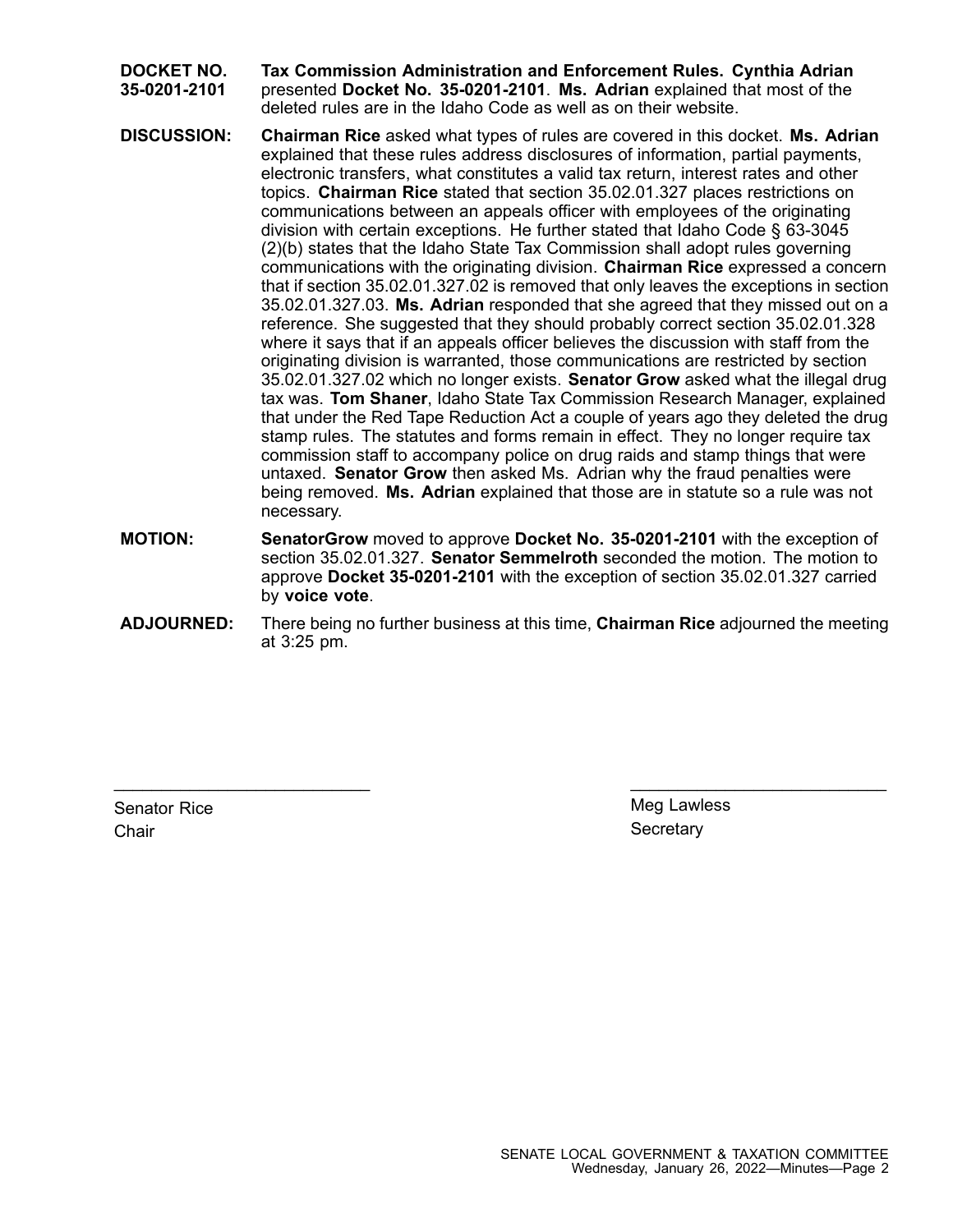**DOCKET NO. 35-0201-2101** **Tax Commission Administration and Enforcement Rules.** **Cynthia Adrian** presented **Docket No. 35-0201-2101**. **Ms. Adrian** explained that most of the deleted rules are in the Idaho Code as well as on their website.

**DISCUSSION:** **Chairman Rice** asked what types of rules are covered in this docket. **Ms. Adrian** explained that these rules address disclosures of information, partial payments, electronic transfers, what constitutes a valid tax return, interest rates and other topics. **Chairman Rice** stated that section 35.02.01.327 places restrictions on communications between an appeals officer with employees of the originating division with certain exceptions. He further stated that Idaho Code § 63-3045 (2)(b) states that the Idaho State Tax Commission shall adopt rules governing communications with the originating division. **Chairman Rice** expressed a concern that if section 35.02.01.327.02 is removed that only leaves the exceptions in section 35.02.01.327.03. **Ms. Adrian** responded that she agreed that they missed out on a reference. She suggested that they should probably correct section 35.02.01.328 where it says that if an appeals officer believes the discussion with staff from the originating division is warranted, those communications are restricted by section 35.02.01.327.02 which no longer exists. **Senator Grow** asked what the illegal drug tax was. **Tom Shaner**, Idaho State Tax Commission Research Manager, explained that under the Red Tape Reduction Act a couple of years ago they deleted the drug stamp rules. The statutes and forms remain in effect. They no longer require tax commission staff to accompany police on drug raids and stamp things that were untaxed. **Senator Grow** then asked Ms. Adrian why the fraud penalties were being removed. **Ms. Adrian** explained that those are in statute so a rule was not necessary.

**MOTION:** **SenatorGrow** moved to approve **Docket No. 35-0201-2101** with the exception of section 35.02.01.327. **Senator Semmelroth** seconded the motion. The motion to approve **Docket 35-0201-2101** with the exception of section 35.02.01.327 carried by **voice vote**.

**ADJOURNED:** There being no further business at this time, **Chairman Rice** adjourned the meeting at 3:25 pm.

___________________________
Senator Rice
Chair

___________________________
Meg Lawless
Secretary